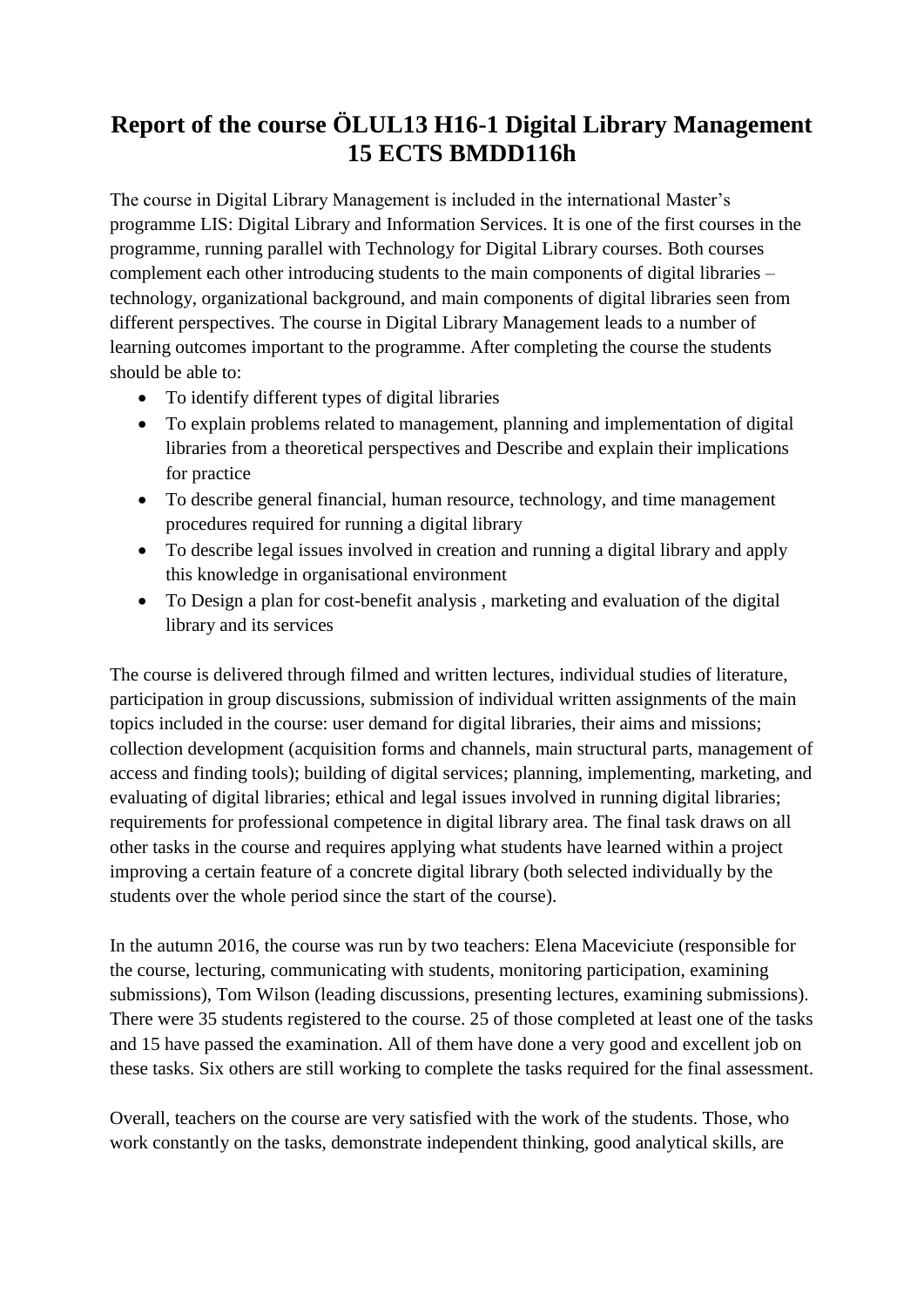# Report of the course ÖLUL13 H16-1 Digital Library Management 15 ECTS BMDD116h

The course in Digital Library Management is included in the international Master's programme LIS: Digital Library and Information Services. It is one of the first courses in the programme, running parallel with Technology for Digital Library courses. Both courses complement each other introducing students to the main components of digital libraries – technology, organizational background, and main components of digital libraries seen from different perspectives. The course in Digital Library Management leads to a number of learning outcomes important to the programme. After completing the course the students should be able to:

- To identify different types of digital libraries
- To explain problems related to management, planning and implementation of digital libraries from a theoretical perspectives and Describe and explain their implications for practice
- To describe general financial, human resource, technology, and time management procedures required for running a digital library
- To describe legal issues involved in creation and running a digital library and apply this knowledge in organisational environment
- To Design a plan for cost-benefit analysis , marketing and evaluation of the digital library and its services

The course is delivered through filmed and written lectures, individual studies of literature, participation in group discussions, submission of individual written assignments of the main topics included in the course: user demand for digital libraries, their aims and missions; collection development (acquisition forms and channels, main structural parts, management of access and finding tools); building of digital services; planning, implementing, marketing, and evaluating of digital libraries; ethical and legal issues involved in running digital libraries; requirements for professional competence in digital library area. The final task draws on all other tasks in the course and requires applying what students have learned within a project improving a certain feature of a concrete digital library (both selected individually by the students over the whole period since the start of the course).

In the autumn 2016, the course was run by two teachers: Elena Maceviciute (responsible for the course, lecturing, communicating with students, monitoring participation, examining submissions), Tom Wilson (leading discussions, presenting lectures, examining submissions). There were 35 students registered to the course. 25 of those completed at least one of the tasks and 15 have passed the examination. All of them have done a very good and excellent job on these tasks. Six others are still working to complete the tasks required for the final assessment.

Overall, teachers on the course are very satisfied with the work of the students. Those, who work constantly on the tasks, demonstrate independent thinking, good analytical skills, are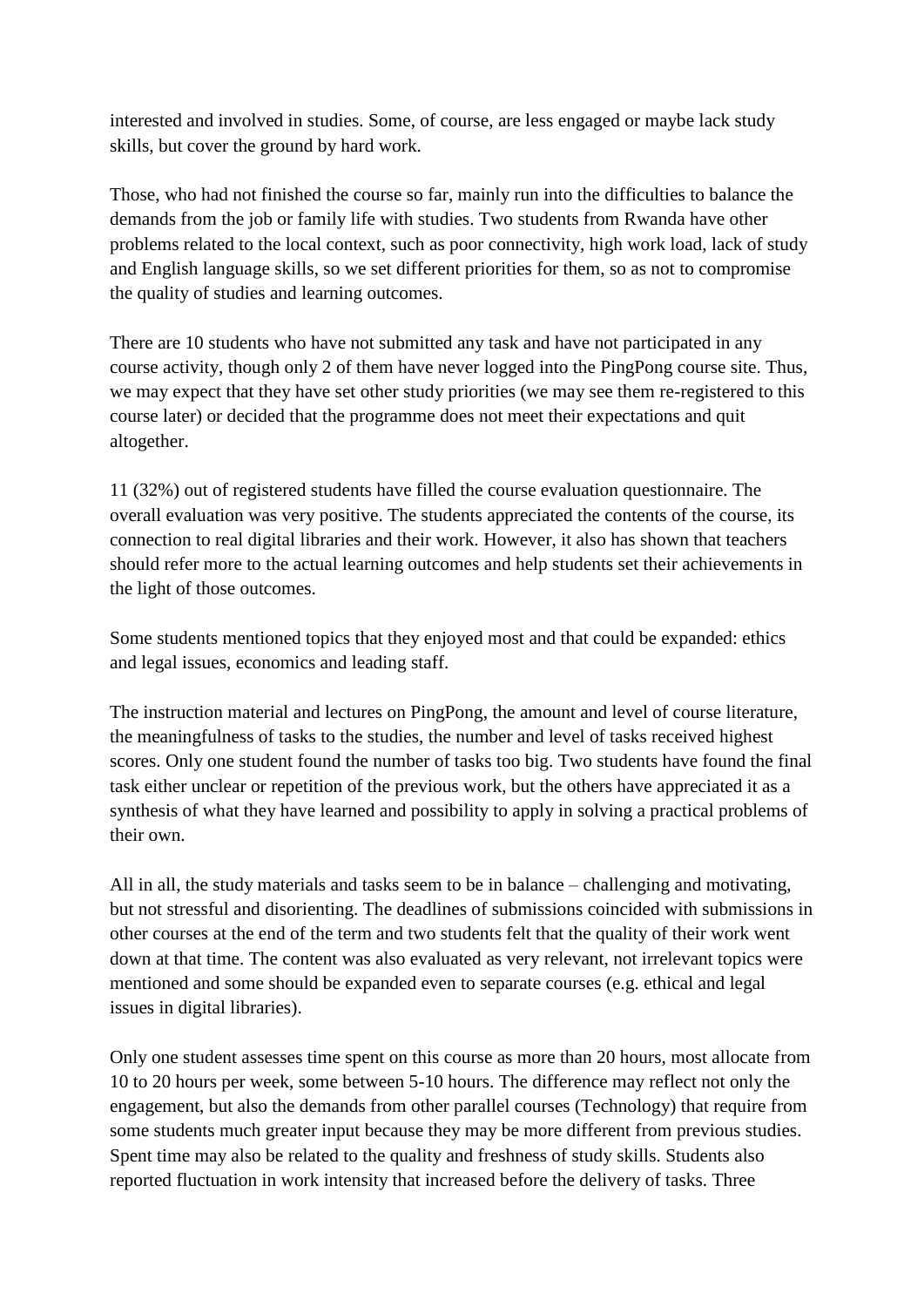interested and involved in studies. Some, of course, are less engaged or maybe lack study skills, but cover the ground by hard work.

Those, who had not finished the course so far, mainly run into the difficulties to balance the demands from the job or family life with studies. Two students from Rwanda have other problems related to the local context, such as poor connectivity, high work load, lack of study and English language skills, so we set different priorities for them, so as not to compromise the quality of studies and learning outcomes.

There are 10 students who have not submitted any task and have not participated in any course activity, though only 2 of them have never logged into the PingPong course site. Thus, we may expect that they have set other study priorities (we may see them re-registered to this course later) or decided that the programme does not meet their expectations and quit altogether.

11 (32%) out of registered students have filled the course evaluation questionnaire. The overall evaluation was very positive. The students appreciated the contents of the course, its connection to real digital libraries and their work. However, it also has shown that teachers should refer more to the actual learning outcomes and help students set their achievements in the light of those outcomes.

Some students mentioned topics that they enjoyed most and that could be expanded: ethics and legal issues, economics and leading staff.

The instruction material and lectures on PingPong, the amount and level of course literature, the meaningfulness of tasks to the studies, the number and level of tasks received highest scores. Only one student found the number of tasks too big. Two students have found the final task either unclear or repetition of the previous work, but the others have appreciated it as a synthesis of what they have learned and possibility to apply in solving a practical problems of their own.

All in all, the study materials and tasks seem to be in balance – challenging and motivating, but not stressful and disorienting. The deadlines of submissions coincided with submissions in other courses at the end of the term and two students felt that the quality of their work went down at that time. The content was also evaluated as very relevant, not irrelevant topics were mentioned and some should be expanded even to separate courses (e.g. ethical and legal issues in digital libraries).

Only one student assesses time spent on this course as more than 20 hours, most allocate from 10 to 20 hours per week, some between 5-10 hours. The difference may reflect not only the engagement, but also the demands from other parallel courses (Technology) that require from some students much greater input because they may be more different from previous studies. Spent time may also be related to the quality and freshness of study skills. Students also reported fluctuation in work intensity that increased before the delivery of tasks. Three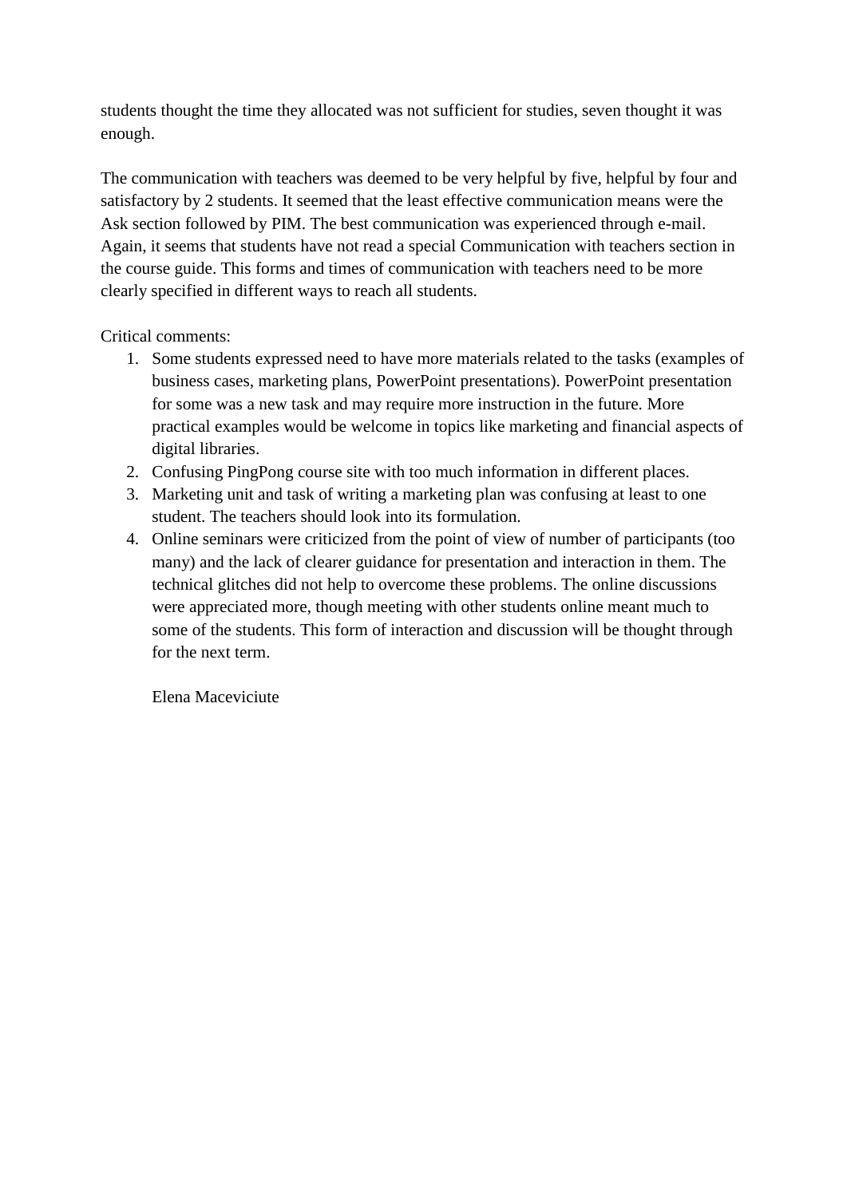students thought the time they allocated was not sufficient for studies, seven thought it was enough.

The communication with teachers was deemed to be very helpful by five, helpful by four and satisfactory by 2 students. It seemed that the least effective communication means were the Ask section followed by PIM. The best communication was experienced through e-mail. Again, it seems that students have not read a special Communication with teachers section in the course guide. This forms and times of communication with teachers need to be more clearly specified in different ways to reach all students.

Critical comments:

1. Some students expressed need to have more materials related to the tasks (examples of business cases, marketing plans, PowerPoint presentations). PowerPoint presentation for some was a new task and may require more instruction in the future. More practical examples would be welcome in topics like marketing and financial aspects of digital libraries.
2. Confusing PingPong course site with too much information in different places.
3. Marketing unit and task of writing a marketing plan was confusing at least to one student. The teachers should look into its formulation.
4. Online seminars were criticized from the point of view of number of participants (too many) and the lack of clearer guidance for presentation and interaction in them. The technical glitches did not help to overcome these problems. The online discussions were appreciated more, though meeting with other students online meant much to some of the students. This form of interaction and discussion will be thought through for the next term.

Elena Maceviciute